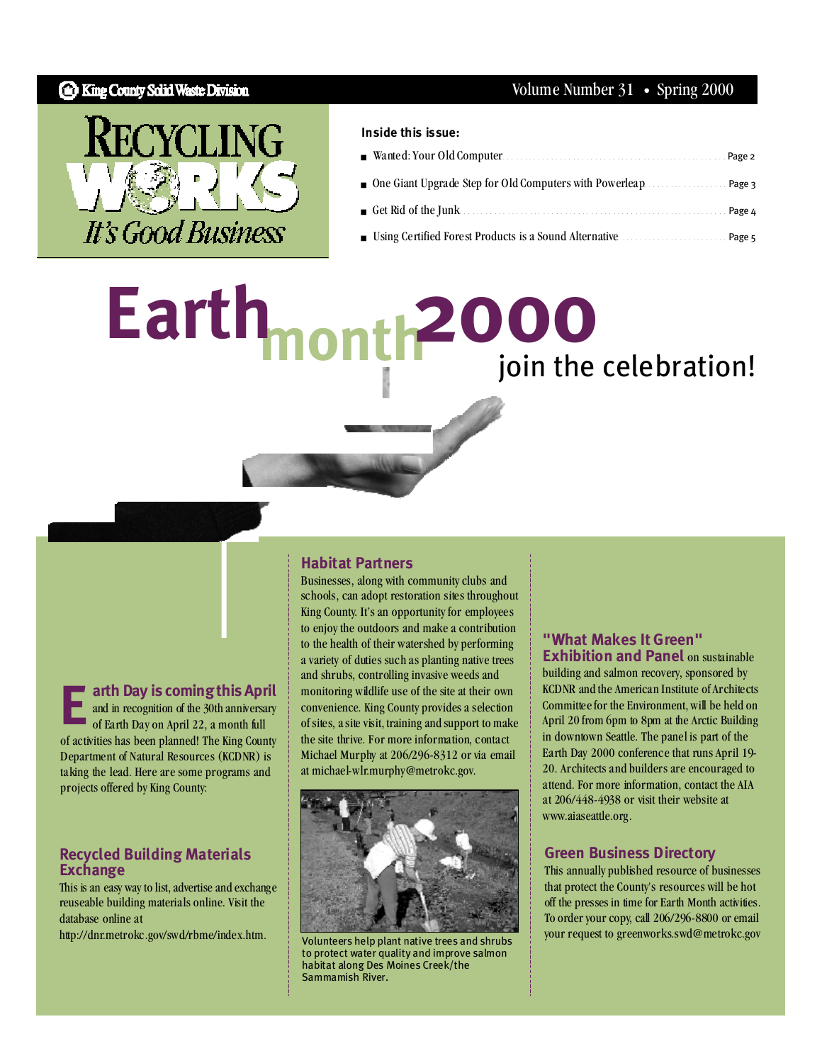King County Solid Waste Division

Volume Number 31 • Spring 2000

# RECYCLING WORKS

*It's Good Business*

**Inside this issue:**

- Wanted: Your Old Computer ........ Page 2
- One Giant Upgrade Step for Old Computers with Powerleap ........ Page 3
- Get Rid of the Junk ........ Page 4
- Using Certified Forest Products is a Sound Alternative ........ Page 5

# Earth month 2000

## join the celebration!

**Earth Day is coming this April** and in recognition of the 30th anniversary of Earth Day on April 22, a month full of activities has been planned! The King County Department of Natural Resources (KCDNR) is taking the lead. Here are some programs and projects offered by King County:

### Recycled Building Materials Exchange

This is an easy way to list, advertise and exchange reuseable building materials online. Visit the database online at http://dnr.metrokc.gov/swd/rbme/index.htm.

### Habitat Partners

Businesses, along with community clubs and schools, can adopt restoration sites throughout King County. It's an opportunity for employees to enjoy the outdoors and make a contribution to the health of their watershed by performing a variety of duties such as planting native trees and shrubs, controlling invasive weeds and monitoring wildlife use of the site at their own convenience. King County provides a selection of sites, a site visit, training and support to make the site thrive. For more information, contact Michael Murphy at 206/296-8312 or via email at michael-wlr.murphy@metrokc.gov.

Volunteers help plant native trees and shrubs to protect water quality and improve salmon habitat along Des Moines Creek/the Sammamish River.

### "What Makes It Green" Exhibition and Panel

**"What Makes It Green" Exhibition and Panel** on sustainable building and salmon recovery, sponsored by KCDNR and the American Institute of Architects Committee for the Environment, will be held on April 20 from 6pm to 8pm at the Arctic Building in downtown Seattle. The panel is part of the Earth Day 2000 conference that runs April 19-20. Architects and builders are encouraged to attend. For more information, contact the AIA at 206/448-4938 or visit their website at www.aiaseattle.org.

### Green Business Directory

This annually published resource of businesses that protect the County's resources will be hot off the presses in time for Earth Month activities. To order your copy, call 206/296-8800 or email your request to greenworks.swd@metrokc.gov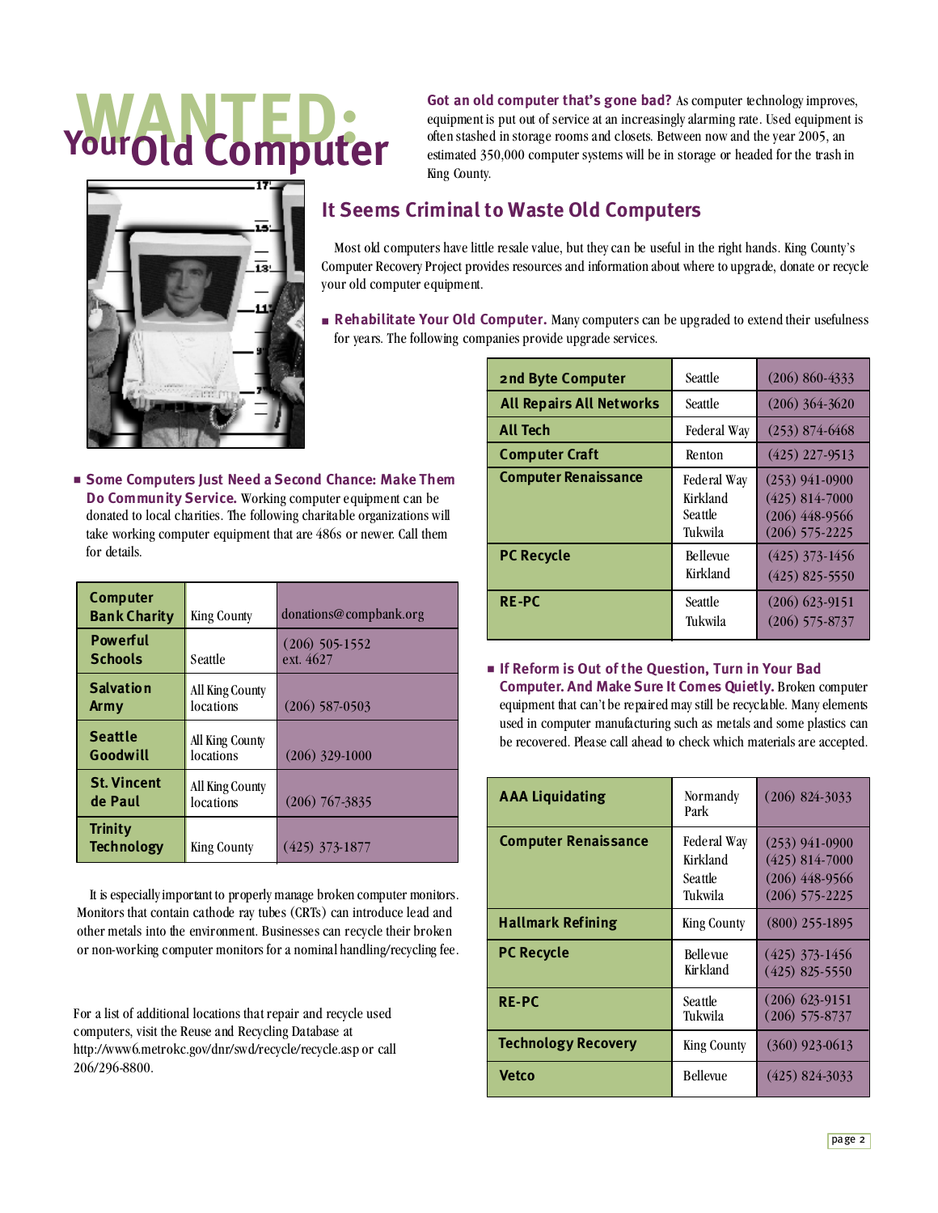# WANTED: Your Old Computer

**Got an old computer that's gone bad?** As computer technology improves, equipment is put out of service at an increasingly alarming rate. Used equipment is often stashed in storage rooms and closets. Between now and the year 2005, an estimated 350,000 computer systems will be in storage or headed for the trash in King County.

## It Seems Criminal to Waste Old Computers

Most old computers have little resale value, but they can be useful in the right hands. King County's Computer Recovery Project provides resources and information about where to upgrade, donate or recycle your old computer equipment.

- **Rehabilitate Your Old Computer.** Many computers can be upgraded to extend their usefulness for years. The following companies provide upgrade services.

| | | |
|---|---|---|
| **2nd Byte Computer** | Seattle | (206) 860-4333 |
| **All Repairs All Networks** | Seattle | (206) 364-3620 |
| **All Tech** | Federal Way | (253) 874-6468 |
| **Computer Craft** | Renton | (425) 227-9513 |
| **Computer Renaissance** | Federal Way<br>Kirkland<br>Seattle<br>Tukwila | (253) 941-0900<br>(425) 814-7000<br>(206) 448-9566<br>(206) 575-2225 |
| **PC Recycle** | Bellevue<br>Kirkland | (425) 373-1456<br>(425) 825-5550 |
| **RE-PC** | Seattle<br>Tukwila | (206) 623-9151<br>(206) 575-8737 |

- **Some Computers Just Need a Second Chance: Make Them Do Community Service.** Working computer equipment can be donated to local charities. The following charitable organizations will take working computer equipment that are 486s or newer. Call them for details.

| | | |
|---|---|---|
| **Computer Bank Charity** | King County | donations@compbank.org |
| **Powerful Schools** | Seattle | (206) 505-1552 ext. 4627 |
| **Salvation Army** | All King County locations | (206) 587-0503 |
| **Seattle Goodwill** | All King County locations | (206) 329-1000 |
| **St. Vincent de Paul** | All King County locations | (206) 767-3835 |
| **Trinity Technology** | King County | (425) 373-1877 |

- **If Reform is Out of the Question, Turn in Your Bad Computer. And Make Sure It Comes Quietly.** Broken computer equipment that can't be repaired may still be recyclable. Many elements used in computer manufacturing such as metals and some plastics can be recovered. Please call ahead to check which materials are accepted.

| | | |
|---|---|---|
| **AAA Liquidating** | Normandy Park | (206) 824-3033 |
| **Computer Renaissance** | Federal Way<br>Kirkland<br>Seattle<br>Tukwila | (253) 941-0900<br>(425) 814-7000<br>(206) 448-9566<br>(206) 575-2225 |
| **Hallmark Refining** | King County | (800) 255-1895 |
| **PC Recycle** | Bellevue<br>Kirkland | (425) 373-1456<br>(425) 825-5550 |
| **RE-PC** | Seattle<br>Tukwila | (206) 623-9151<br>(206) 575-8737 |
| **Technology Recovery** | King County | (360) 923-0613 |
| **Vetco** | Bellevue | (425) 824-3033 |

It is especially important to properly manage broken computer monitors. Monitors that contain cathode ray tubes (CRTs) can introduce lead and other metals into the environment. Businesses can recycle their broken or non-working computer monitors for a nominal handling/recycling fee.

For a list of additional locations that repair and recycle used computers, visit the Reuse and Recycling Database at http://www6.metrokc.gov/dnr/swd/recycle/recycle.asp or call 206/296-8800.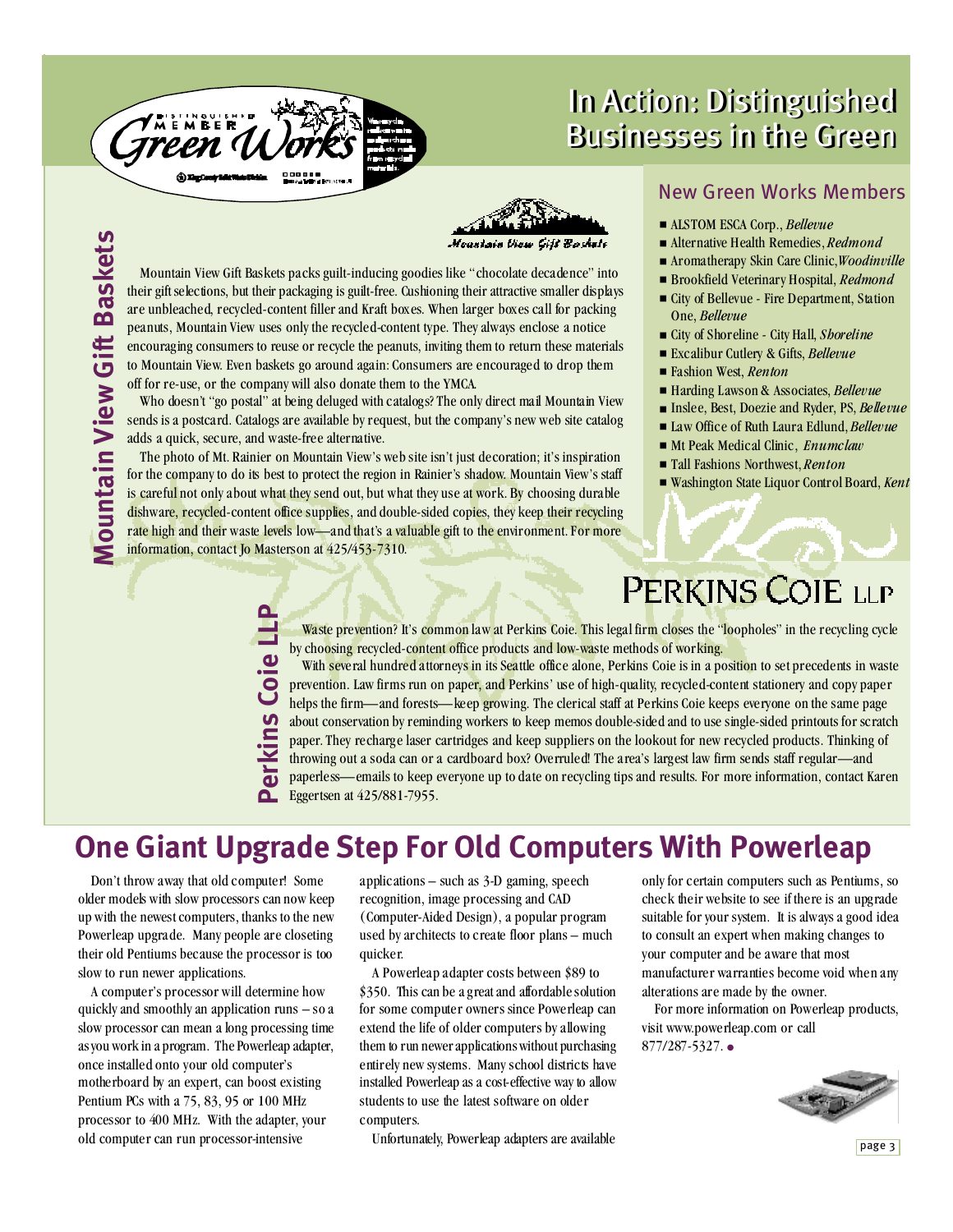# In Action: Distinguished Businesses in the Green

## New Green Works Members

- ALSTOM ESCA Corp., *Bellevue*
- Alternative Health Remedies, *Redmond*
- Aromatherapy Skin Care Clinic, *Woodinville*
- Brookfield Veterinary Hospital, *Redmond*
- City of Bellevue - Fire Department, Station One, *Bellevue*
- City of Shoreline - City Hall, *Shoreline*
- Excalibur Cutlery & Gifts, *Bellevue*
- Fashion West, *Renton*
- Harding Lawson & Associates, *Bellevue*
- Inslee, Best, Doezie and Ryder, PS, *Bellevue*
- Law Office of Ruth Laura Edlund, *Bellevue*
- Mt Peak Medical Clinic, *Enumclaw*
- Tall Fashions Northwest, *Renton*
- Washington State Liquor Control Board, *Kent*

## Mountain View Gift Baskets

Mountain View Gift Baskets packs guilt-inducing goodies like "chocolate decadence" into their gift selections, but their packaging is guilt-free. Cushioning their attractive smaller displays are unbleached, recycled-content filler and Kraft boxes. When larger boxes call for packing peanuts, Mountain View uses only the recycled-content type. They always enclose a notice encouraging consumers to reuse or recycle the peanuts, inviting them to return these materials to Mountain View. Even baskets go around again: Consumers are encouraged to drop them off for re-use, or the company will also donate them to the YMCA.

Who doesn't "go postal" at being deluged with catalogs? The only direct mail Mountain View sends is a postcard. Catalogs are available by request, but the company's new web site catalog adds a quick, secure, and waste-free alternative.

The photo of Mt. Rainier on Mountain View's web site isn't just decoration; it's inspiration for the company to do its best to protect the region in Rainier's shadow. Mountain View's staff is careful not only about what they send out, but what they use at work. By choosing durable dishware, recycled-content office supplies, and double-sided copies, they keep their recycling rate high and their waste levels low—and that's a valuable gift to the environment. For more information, contact Jo Masterson at 425/453-7310.

## Perkins Coie LLP

Waste prevention? It's common law at Perkins Coie. This legal firm closes the "loopholes" in the recycling cycle by choosing recycled-content office products and low-waste methods of working.

With several hundred attorneys in its Seattle office alone, Perkins Coie is in a position to set precedents in waste prevention. Law firms run on paper, and Perkins' use of high-quality, recycled-content stationery and copy paper helps the firm—and forests—keep growing. The clerical staff at Perkins Coie keeps everyone on the same page about conservation by reminding workers to keep memos double-sided and to use single-sided printouts for scratch paper. They recharge laser cartridges and keep suppliers on the lookout for new recycled products. Thinking of throwing out a soda can or a cardboard box? Overruled! The area's largest law firm sends staff regular—and paperless—emails to keep everyone up to date on recycling tips and results. For more information, contact Karen Eggertsen at 425/881-7955.

# One Giant Upgrade Step For Old Computers With Powerleap

Don't throw away that old computer! Some older models with slow processors can now keep up with the newest computers, thanks to the new Powerleap upgrade. Many people are closeting their old Pentiums because the processor is too slow to run newer applications.

A computer's processor will determine how quickly and smoothly an application runs – so a slow processor can mean a long processing time as you work in a program. The Powerleap adapter, once installed onto your old computer's motherboard by an expert, can boost existing Pentium PCs with a 75, 83, 95 or 100 MHz processor to 400 MHz. With the adapter, your old computer can run processor-intensive applications – such as 3-D gaming, speech recognition, image processing and CAD (Computer-Aided Design), a popular program used by architects to create floor plans – much quicker.

A Powerleap adapter costs between $89 to $350. This can be a great and affordable solution for some computer owners since Powerleap can extend the life of older computers by allowing them to run newer applications without purchasing entirely new systems. Many school districts have installed Powerleap as a cost-effective way to allow students to use the latest software on older computers.

Unfortunately, Powerleap adapters are available only for certain computers such as Pentiums, so check their website to see if there is an upgrade suitable for your system. It is always a good idea to consult an expert when making changes to your computer and be aware that most manufacturer warranties become void when any alterations are made by the owner.

For more information on Powerleap products, visit www.powerleap.com or call 877/287-5327.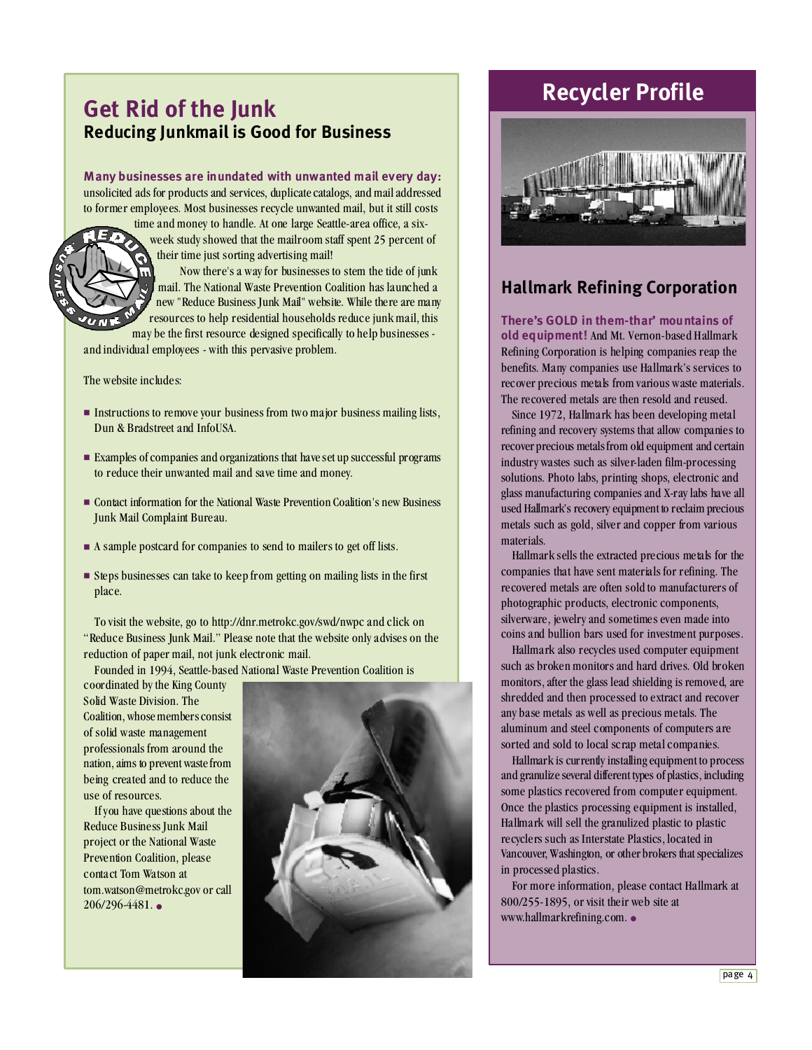## Get Rid of the Junk

### Reducing Junkmail is Good for Business

**Many businesses are inundated with unwanted mail every day:** unsolicited ads for products and services, duplicate catalogs, and mail addressed to former employees. Most businesses recycle unwanted mail, but it still costs time and money to handle. At one large Seattle-area office, a six-week study showed that the mailroom staff spent 25 percent of their time just sorting advertising mail!

Now there's a way for businesses to stem the tide of junk mail. The National Waste Prevention Coalition has launched a new "Reduce Business Junk Mail" website. While there are many resources to help residential households reduce junk mail, this may be the first resource designed specifically to help businesses - and individual employees - with this pervasive problem.

The website includes:

- Instructions to remove your business from two major business mailing lists, Dun & Bradstreet and InfoUSA.
- Examples of companies and organizations that have set up successful programs to reduce their unwanted mail and save time and money.
- Contact information for the National Waste Prevention Coalition's new Business Junk Mail Complaint Bureau.
- A sample postcard for companies to send to mailers to get off lists.
- Steps businesses can take to keep from getting on mailing lists in the first place.

To visit the website, go to http://dnr.metrokc.gov/swd/nwpc and click on "Reduce Business Junk Mail." Please note that the website only advises on the reduction of paper mail, not junk electronic mail.

Founded in 1994, Seattle-based National Waste Prevention Coalition is coordinated by the King County Solid Waste Division. The Coalition, whose members consist of solid waste management professionals from around the nation, aims to prevent waste from being created and to reduce the use of resources.

If you have questions about the Reduce Business Junk Mail project or the National Waste Prevention Coalition, please contact Tom Watson at tom.watson@metrokc.gov or call 206/296-4481.

## Recycler Profile

### Hallmark Refining Corporation

**There's GOLD in them-thar' mountains of old equipment!** And Mt. Vernon-based Hallmark Refining Corporation is helping companies reap the benefits. Many companies use Hallmark's services to recover precious metals from various waste materials. The recovered metals are then resold and reused.

Since 1972, Hallmark has been developing metal refining and recovery systems that allow companies to recover precious metals from old equipment and certain industry wastes such as silver-laden film-processing solutions. Photo labs, printing shops, electronic and glass manufacturing companies and X-ray labs have all used Hallmark's recovery equipment to reclaim precious metals such as gold, silver and copper from various materials.

Hallmark sells the extracted precious metals for the companies that have sent materials for refining. The recovered metals are often sold to manufacturers of photographic products, electronic components, silverware, jewelry and sometimes even made into coins and bullion bars used for investment purposes.

Hallmark also recycles used computer equipment such as broken monitors and hard drives. Old broken monitors, after the glass lead shielding is removed, are shredded and then processed to extract and recover any base metals as well as precious metals. The aluminum and steel components of computers are sorted and sold to local scrap metal companies.

Hallmark is currently installing equipment to process and granulize several different types of plastics, including some plastics recovered from computer equipment. Once the plastics processing equipment is installed, Hallmark will sell the granulized plastic to plastic recyclers such as Interstate Plastics, located in Vancouver, Washington, or other brokers that specializes in processed plastics.

For more information, please contact Hallmark at 800/255-1895, or visit their web site at www.hallmarkrefining.com.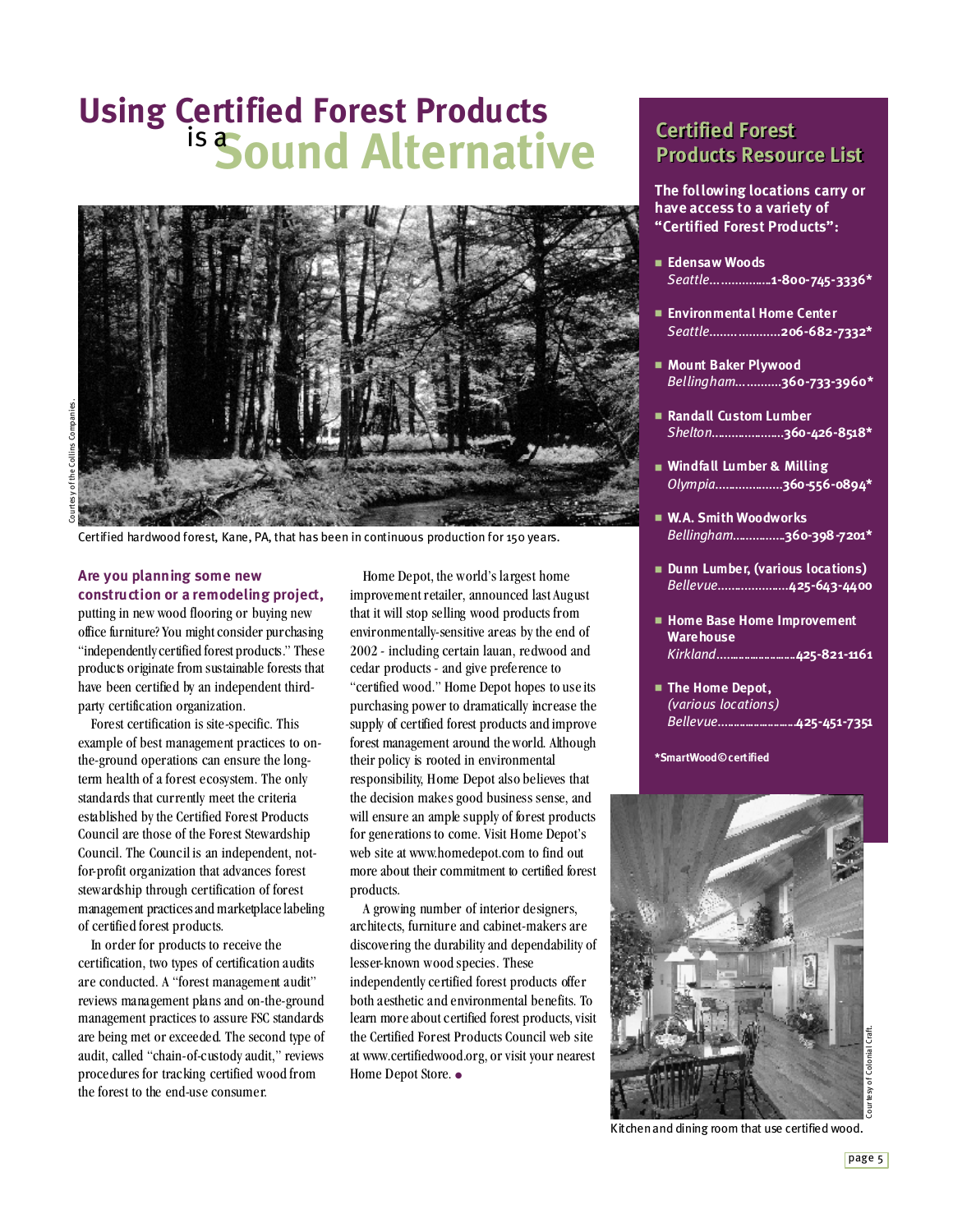# Using Certified Forest Products is a Sound Alternative

Courtesy of the Collins Companies.

Certified hardwood forest, Kane, PA, that has been in continuous production for 150 years.

**Are you planning some new construction or a remodeling project,** putting in new wood flooring or buying new office furniture? You might consider purchasing "independently certified forest products." These products originate from sustainable forests that have been certified by an independent third-party certification organization.

Forest certification is site-specific. This example of best management practices to on-the-ground operations can ensure the long-term health of a forest ecosystem. The only standards that currently meet the criteria established by the Certified Forest Products Council are those of the Forest Stewardship Council. The Council is an independent, not-for-profit organization that advances forest stewardship through certification of forest management practices and marketplace labeling of certified forest products.

In order for products to receive the certification, two types of certification audits are conducted. A "forest management audit" reviews management plans and on-the-ground management practices to assure FSC standards are being met or exceeded. The second type of audit, called "chain-of-custody audit," reviews procedures for tracking certified wood from the forest to the end-use consumer.

Home Depot, the world's largest home improvement retailer, announced last August that it will stop selling wood products from environmentally-sensitive areas by the end of 2002 - including certain lauan, redwood and cedar products - and give preference to "certified wood." Home Depot hopes to use its purchasing power to dramatically increase the supply of certified forest products and improve forest management around the world. Although their policy is rooted in environmental responsibility, Home Depot also believes that the decision makes good business sense, and will ensure an ample supply of forest products for generations to come. Visit Home Depot's web site at www.homedepot.com to find out more about their commitment to certified forest products.

A growing number of interior designers, architects, furniture and cabinet-makers are discovering the durability and dependability of lesser-known wood species. These independently certified forest products offer both aesthetic and environmental benefits. To learn more about certified forest products, visit the Certified Forest Products Council web site at www.certifiedwood.org, or visit your nearest Home Depot Store.

## Certified Forest Products Resource List

**The following locations carry or have access to a variety of "Certified Forest Products":**

- **Edensaw Woods**
  *Seattle*..................**1-800-745-3336***
- **Environmental Home Center**
  *Seattle*..................**206-682-7332***
- **Mount Baker Plywood**
  *Bellingham*..............**360-733-3960***
- **Randall Custom Lumber**
  *Shelton*..................**360-426-8518***
- **Windfall Lumber & Milling**
  *Olympia*..................**360-556-0894***
- **W.A. Smith Woodworks**
  *Bellingham*..............**360-398-7201***
- **Dunn Lumber, (various locations)**
  *Bellevue*..................**425-643-4400**
- **Home Base Home Improvement Warehouse**
  *Kirkland*..................**425-821-1161**
- **The Home Depot,**
  *(various locations)*
  *Bellevue*..................**425-451-7351**

***SmartWood© certified**

Courtesy of Colonial Craft.

Kitchen and dining room that use certified wood.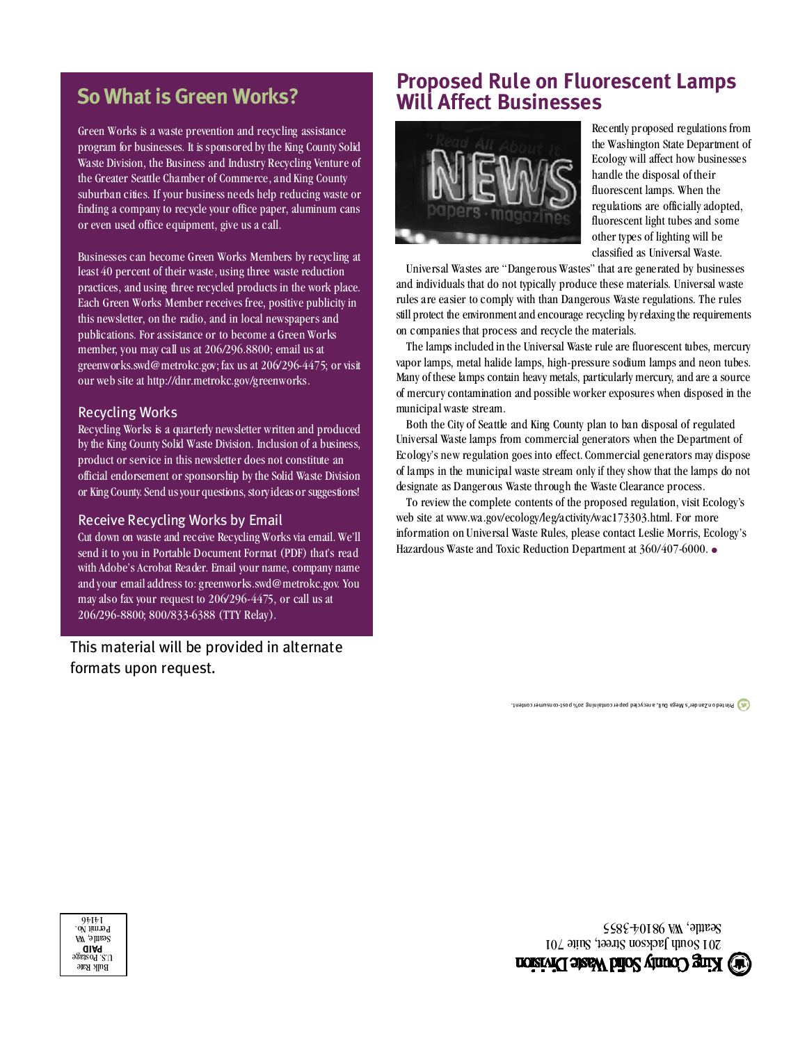## So What is Green Works?

Green Works is a waste prevention and recycling assistance program for businesses. It is sponsored by the King County Solid Waste Division, the Business and Industry Recycling Venture of the Greater Seattle Chamber of Commerce, and King County suburban cities. If your business needs help reducing waste or finding a company to recycle your office paper, aluminum cans or even used office equipment, give us a call.

Businesses can become Green Works Members by recycling at least 40 percent of their waste, using three waste reduction practices, and using three recycled products in the work place. Each Green Works Member receives free, positive publicity in this newsletter, on the radio, and in local newspapers and publications. For assistance or to become a Green Works member, you may call us at 206/296.8800; email us at greenworks.swd@metrokc.gov; fax us at 206/296-4475; or visit our web site at http://dnr.metrokc.gov/greenworks.

### Recycling Works

Recycling Works is a quarterly newsletter written and produced by the King County Solid Waste Division. Inclusion of a business, product or service in this newsletter does not constitute an official endorsement or sponsorship by the Solid Waste Division or King County. Send us your questions, story ideas or suggestions!

### Receive Recycling Works by Email

Cut down on waste and receive Recycling Works via email. We'll send it to you in Portable Document Format (PDF) that's read with Adobe's Acrobat Reader. Email your name, company name and your email address to: greenworks.swd@metrokc.gov. You may also fax your request to 206/296-4475, or call us at 206/296-8800; 800/833-6388 (TTY Relay).

This material will be provided in alternate formats upon request.

## Proposed Rule on Fluorescent Lamps Will Affect Businesses

Recently proposed regulations from the Washington State Department of Ecology will affect how businesses handle the disposal of their fluorescent lamps. When the regulations are officially adopted, fluorescent light tubes and some other types of lighting will be classified as Universal Waste.

Universal Wastes are "Dangerous Wastes" that are generated by businesses and individuals that do not typically produce these materials. Universal waste rules are easier to comply with than Dangerous Waste regulations. The rules still protect the environment and encourage recycling by relaxing the requirements on companies that process and recycle the materials.

The lamps included in the Universal Waste rule are fluorescent tubes, mercury vapor lamps, metal halide lamps, high-pressure sodium lamps and neon tubes. Many of these lamps contain heavy metals, particularly mercury, and are a source of mercury contamination and possible worker exposures when disposed in the municipal waste stream.

Both the City of Seattle and King County plan to ban disposal of regulated Universal Waste lamps from commercial generators when the Department of Ecology's new regulation goes into effect. Commercial generators may dispose of lamps in the municipal waste stream only if they show that the lamps do not designate as Dangerous Waste through the Waste Clearance process.

To review the complete contents of the proposed regulation, visit Ecology's web site at www.wa.gov/ecology/leg/activity/wac173303.html. For more information on Universal Waste Rules, please contact Leslie Morris, Ecology's Hazardous Waste and Toxic Reduction Department at 360/407-6000.

Printed on Zander's Mega Dull, a recycled paper containing 20% post-consumer content.

King County Solid Waste Division
201 South Jackson Street, Suite 701
Seattle, WA 98104-3855

Bulk Rate
U.S. Postage
**PAID**
Seattle, WA
Permit No.
14146